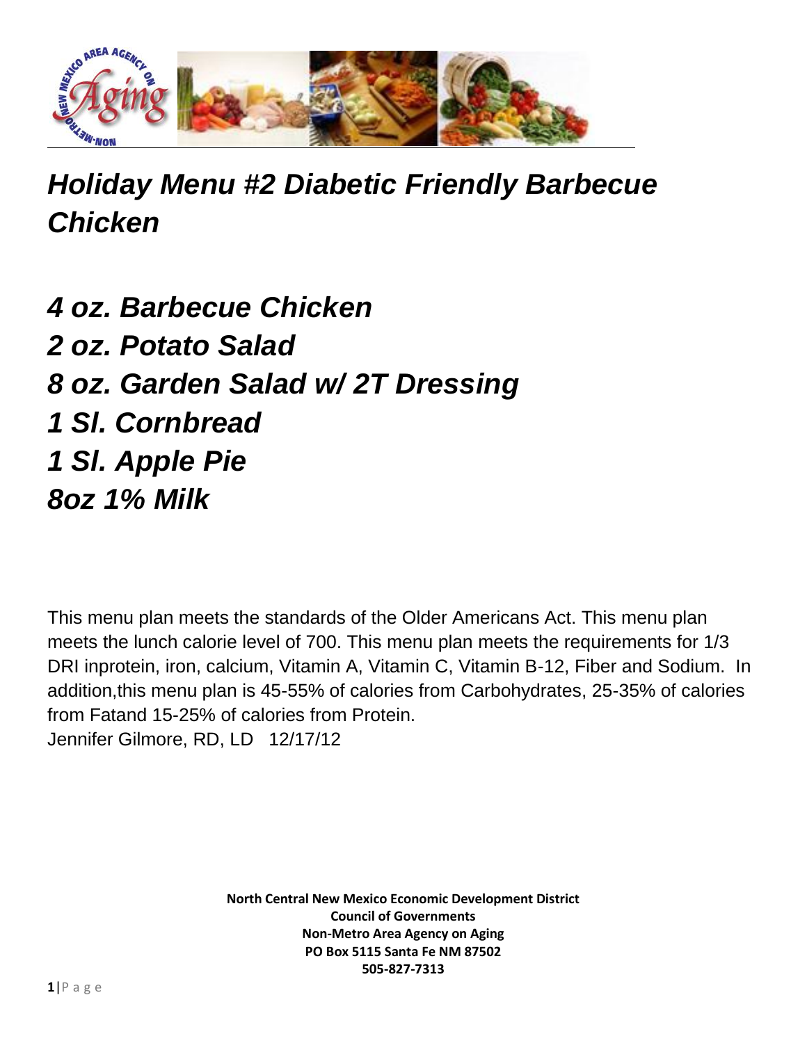# *Holiday Menu #2 Diabetic Friendly Barbecue Chicken*

***4 oz. Barbecue Chicken***
***2 oz. Potato Salad***
***8 oz. Garden Salad w/ 2T Dressing***
***1 Sl. Cornbread***
***1 Sl. Apple Pie***
***8oz 1% Milk***

This menu plan meets the standards of the Older Americans Act. This menu plan meets the lunch calorie level of 700. This menu plan meets the requirements for 1/3 DRI inprotein, iron, calcium, Vitamin A, Vitamin C, Vitamin B-12, Fiber and Sodium. In addition,this menu plan is 45-55% of calories from Carbohydrates, 25-35% of calories from Fatand 15-25% of calories from Protein.
Jennifer Gilmore, RD, LD 12/17/12

**North Central New Mexico Economic Development District**
**Council of Governments**
**Non-Metro Area Agency on Aging**
**PO Box 5115 Santa Fe NM 87502**
**505-827-7313**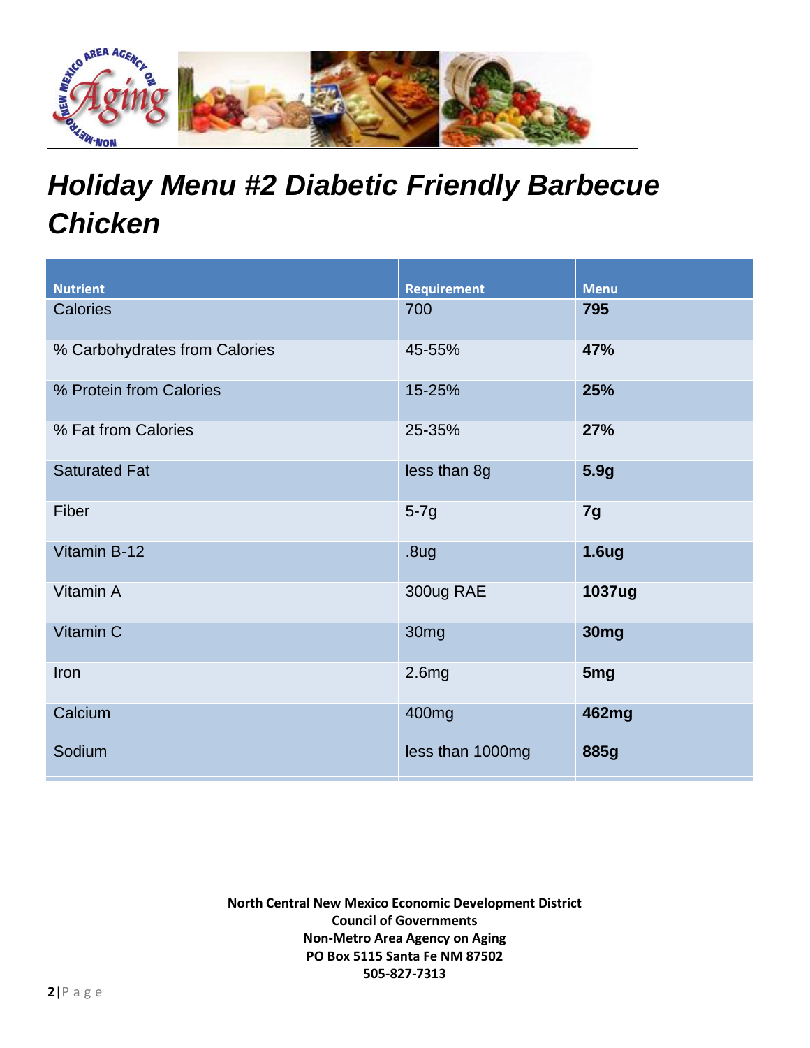# *Holiday Menu #2 Diabetic Friendly Barbecue Chicken*

| Nutrient | Requirement | Menu |
|---|---|---|
| Calories | 700 | **795** |
| % Carbohydrates from Calories | 45-55% | **47%** |
| % Protein from Calories | 15-25% | **25%** |
| % Fat from Calories | 25-35% | **27%** |
| Saturated Fat | less than 8g | **5.9g** |
| Fiber | 5-7g | **7g** |
| Vitamin B-12 | .8ug | **1.6ug** |
| Vitamin A | 300ug RAE | **1037ug** |
| Vitamin C | 30mg | **30mg** |
| Iron | 2.6mg | **5mg** |
| Calcium | 400mg | **462mg** |
| Sodium | less than 1000mg | **885g** |

**North Central New Mexico Economic Development District**
**Council of Governments**
**Non-Metro Area Agency on Aging**
**PO Box 5115 Santa Fe NM 87502**
**505-827-7313**